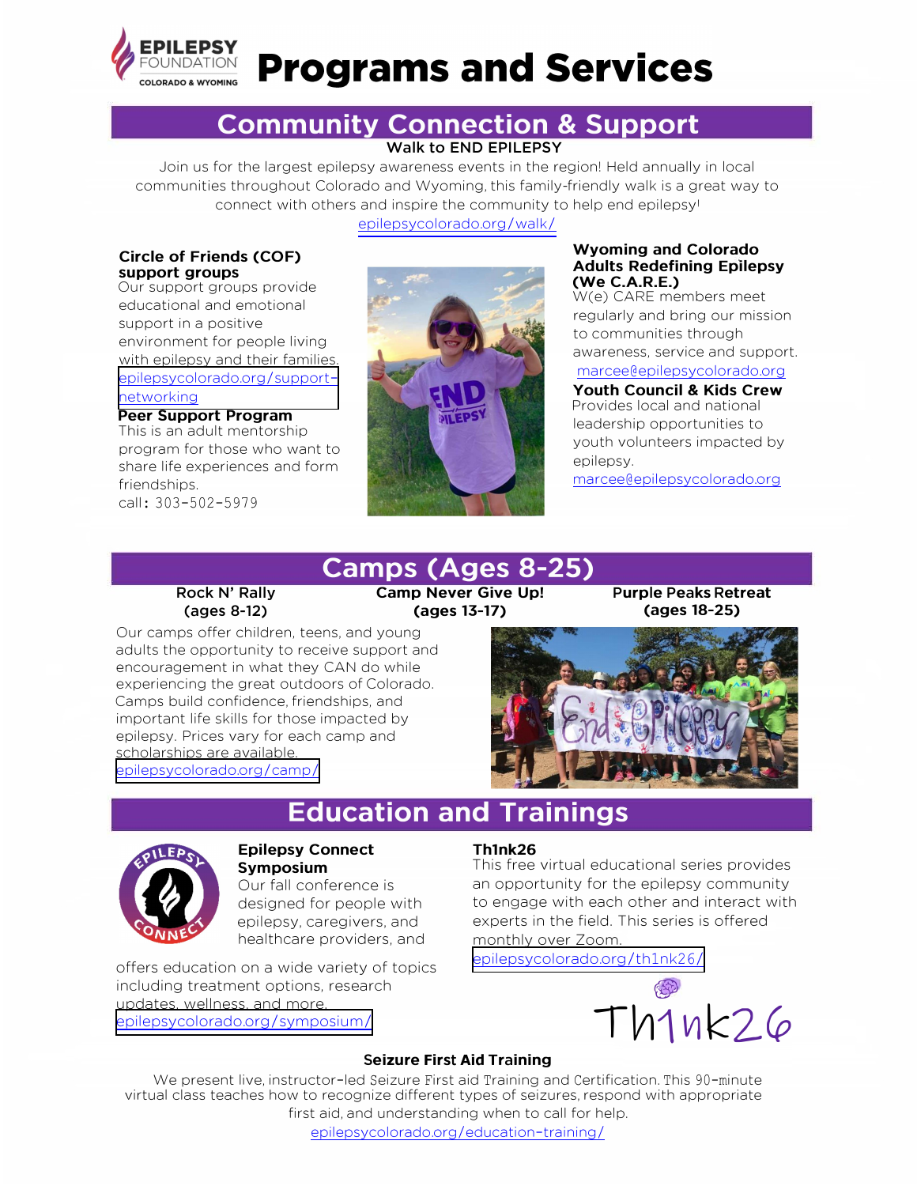EPILEPSY FOUNDATION COLORADO & WYOMING

# Programs and Services

## Community Connection & Support

### Walk to END EPILEPSY

Join us for the largest epilepsy awareness events in the region! Held annually in local communities throughout Colorado and Wyoming, this family-friendly walk is a great way to connect with others and inspire the community to help end epilepsy!

epilepsycolorado.org/walk/

**Circle of Friends (COF) support groups**
Our support groups provide educational and emotional support in a positive environment for people living with epilepsy and their families.
epilepsycolorado.org/support-networking

**Peer Support Program**
This is an adult mentorship program for those who want to share life experiences and form friendships.
call: 303-502-5979

**Wyoming and Colorado Adults Redefining Epilepsy (We C.A.R.E.)**
W(e) CARE members meet regularly and bring our mission to communities through awareness, service and support.
marcee@epilepsycolorado.org

**Youth Council & Kids Crew**
Provides local and national leadership opportunities to youth volunteers impacted by epilepsy.
marcee@epilepsycolorado.org

## Camps (Ages 8-25)

| Rock N' Rally (ages 8-12) | Camp Never Give Up! (ages 13-17) | Purple Peaks Retreat (ages 18-25) |
|---|---|---|

Our camps offer children, teens, and young adults the opportunity to receive support and encouragement in what they CAN do while experiencing the great outdoors of Colorado. Camps build confidence, friendships, and important life skills for those impacted by epilepsy. Prices vary for each camp and scholarships are available.
epilepsycolorado.org/camp/

## Education and Trainings

**Epilepsy Connect Symposium**
Our fall conference is designed for people with epilepsy, caregivers, and healthcare providers, and offers education on a wide variety of topics including treatment options, research updates, wellness, and more.
epilepsycolorado.org/symposium/

**Th1nk26**
This free virtual educational series provides an opportunity for the epilepsy community to engage with each other and interact with experts in the field. This series is offered monthly over Zoom.
epilepsycolorado.org/th1nk26/

### Seizure First Aid Training

We present live, instructor-led Seizure First aid Training and Certification. This 90-minute virtual class teaches how to recognize different types of seizures, respond with appropriate first aid, and understanding when to call for help.
epilepsycolorado.org/education-training/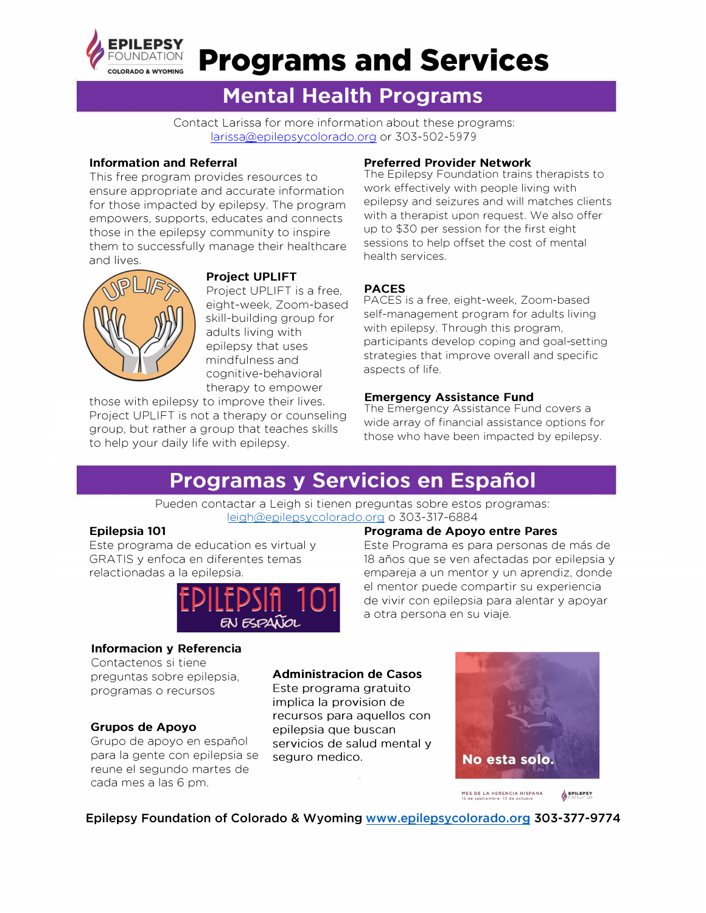# Programs and Services

## Mental Health Programs

Contact Larissa for more information about these programs: larissa@epilepsycolorado.org or 303-502-5979

### Information and Referral

This free program provides resources to ensure appropriate and accurate information for those impacted by epilepsy. The program empowers, supports, educates and connects those in the epilepsy community to inspire them to successfully manage their healthcare and lives.

### Project UPLIFT

Project UPLIFT is a free, eight-week, Zoom-based skill-building group for adults living with epilepsy that uses mindfulness and cognitive-behavioral therapy to empower those with epilepsy to improve their lives. Project UPLIFT is not a therapy or counseling group, but rather a group that teaches skills to help your daily life with epilepsy.

### Preferred Provider Network

The Epilepsy Foundation trains therapists to work effectively with people living with epilepsy and seizures and will matches clients with a therapist upon request. We also offer up to $30 per session for the first eight sessions to help offset the cost of mental health services.

### PACES

PACES is a free, eight-week, Zoom-based self-management program for adults living with epilepsy. Through this program, participants develop coping and goal-setting strategies that improve overall and specific aspects of life.

### Emergency Assistance Fund

The Emergency Assistance Fund covers a wide array of financial assistance options for those who have been impacted by epilepsy.

## Programas y Servicios en Español

Pueden contactar a Leigh si tienen preguntas sobre estos programas: leigh@epilepsycolorado.org o 303-317-6884

### Epilepsia 101

Este programa de education es virtual y GRATIS y enfoca en diferentes temas relacionadas a la epilepsia.

### Programa de Apoyo entre Pares

Este Programa es para personas de más de 18 años que se ven afectadas por epilepsia y empareja a un mentor y un aprendiz, donde el mentor puede compartir su experiencia de vivir con epilepsia para alentar y apoyar a otra persona en su viaje.

### Informacion y Referencia

Contactenos si tiene preguntas sobre epilepsia, programas o recursos

### Grupos de Apoyo

Grupo de apoyo en español para la gente con epilepsia se reune el segundo martes de cada mes a las 6 pm.

### Administracion de Casos

Este programa gratuito implica la provision de recursos para aquellos con epilepsia que buscan servicios de salud mental y seguro medico.

Epilepsy Foundation of Colorado & Wyoming www.epilepsycolorado.org 303-377-9774